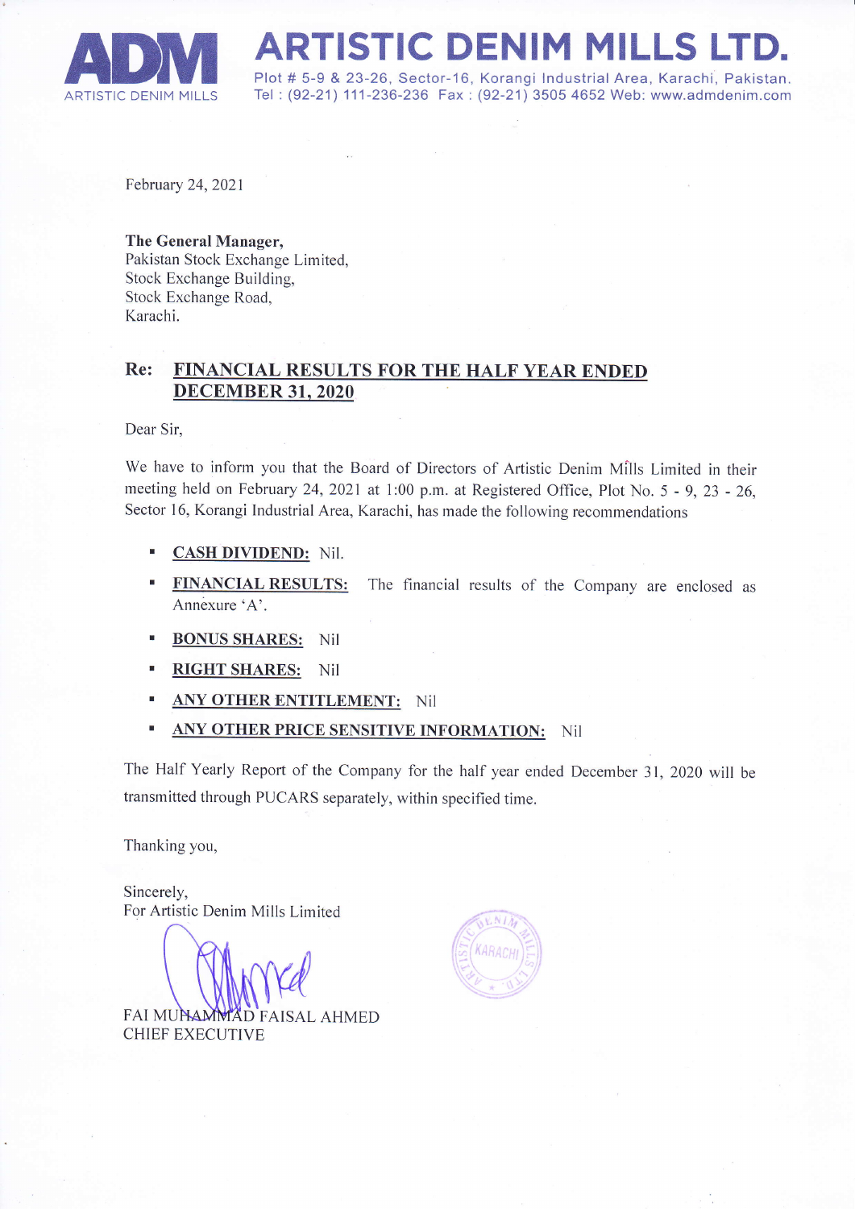# ARTISTIC DENIM MILLS LTD.

Plot # 5-9 & 23-26, Sector-16, Korangi Industrial Area, Karachi, Pakistan.
Tel : (92-21) 111-236-236 Fax : (92-21) 3505 4652 Web: www.admdenim.com

February 24, 2021

**The General Manager,**
Pakistan Stock Exchange Limited,
Stock Exchange Building,
Stock Exchange Road,
Karachi.

**Re: FINANCIAL RESULTS FOR THE HALF YEAR ENDED DECEMBER 31, 2020**

Dear Sir,

We have to inform you that the Board of Directors of Artistic Denim Mills Limited in their meeting held on February 24, 2021 at 1:00 p.m. at Registered Office, Plot No. 5 - 9, 23 - 26, Sector 16, Korangi Industrial Area, Karachi, has made the following recommendations

- **CASH DIVIDEND:** Nil.
- **FINANCIAL RESULTS:** The financial results of the Company are enclosed as Annexure 'A'.
- **BONUS SHARES:** Nil
- **RIGHT SHARES:** Nil
- **ANY OTHER ENTITLEMENT:** Nil
- **ANY OTHER PRICE SENSITIVE INFORMATION:** Nil

The Half Yearly Report of the Company for the half year ended December 31, 2020 will be transmitted through PUCARS separately, within specified time.

Thanking you,

Sincerely,
For Artistic Denim Mills Limited

FAI MUHAMMAD FAISAL AHMED
CHIEF EXECUTIVE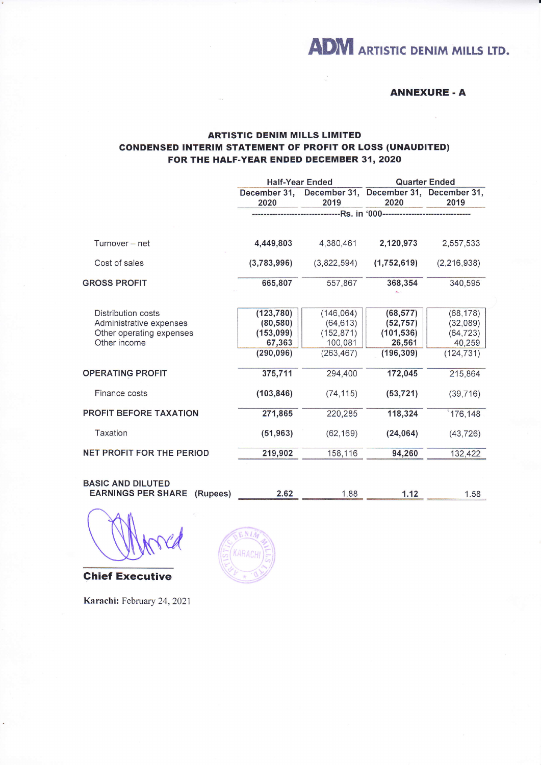**ADM ARTISTIC DENIM MILLS LTD.**

**ANNEXURE - A**

# ARTISTIC DENIM MILLS LIMITED
## CONDENSED INTERIM STATEMENT OF PROFIT OR LOSS (UNAUDITED)
## FOR THE HALF-YEAR ENDED DECEMBER 31, 2020

| | Half-Year Ended | | Quarter Ended | |
|---|---|---|---|---|
| | December 31, 2020 | December 31, 2019 | December 31, 2020 | December 31, 2019 |
| | ---Rs. in '000--- | | | |
| Turnover – net | **4,449,803** | 4,380,461 | **2,120,973** | 2,557,533 |
| Cost of sales | **(3,783,996)** | (3,822,594) | **(1,752,619)** | (2,216,938) |
| **GROSS PROFIT** | **665,807** | 557,867 | **368,354** | 340,595 |
| Distribution costs | **(123,780)** | (146,064) | **(68,577)** | (68,178) |
| Administrative expenses | **(80,580)** | (64,613) | **(52,757)** | (32,089) |
| Other operating expenses | **(153,099)** | (152,871) | **(101,536)** | (64,723) |
| Other income | **67,363** | 100,081 | **26,561** | 40,259 |
| | **(290,096)** | (263,467) | **(196,309)** | (124,731) |
| **OPERATING PROFIT** | **375,711** | 294,400 | **172,045** | 215,864 |
| Finance costs | **(103,846)** | (74,115) | **(53,721)** | (39,716) |
| **PROFIT BEFORE TAXATION** | **271,865** | 220,285 | **118,324** | 176,148 |
| Taxation | **(51,963)** | (62,169) | **(24,064)** | (43,726) |
| **NET PROFIT FOR THE PERIOD** | **219,902** | 158,116 | **94,260** | 132,422 |
| **BASIC AND DILUTED EARNINGS PER SHARE (Rupees)** | **2.62** | 1.88 | **1.12** | 1.58 |

**Chief Executive**

**Karachi:** February 24, 2021